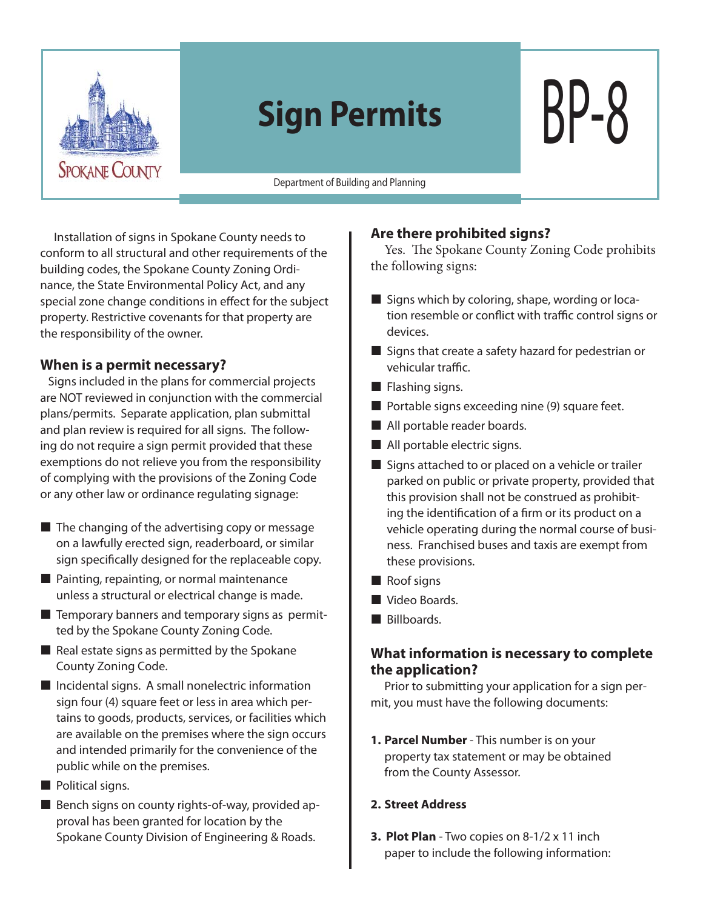# Sign Permits

# BP-8

SPOKANE COUNTY

Department of Building and Planning

Installation of signs in Spokane County needs to conform to all structural and other requirements of the building codes, the Spokane County Zoning Ordinance, the State Environmental Policy Act, and any special zone change conditions in effect for the subject property. Restrictive covenants for that property are the responsibility of the owner.

## When is a permit necessary?

Signs included in the plans for commercial projects are NOT reviewed in conjunction with the commercial plans/permits. Separate application, plan submittal and plan review is required for all signs. The following do not require a sign permit provided that these exemptions do not relieve you from the responsibility of complying with the provisions of the Zoning Code or any other law or ordinance regulating signage:

- The changing of the advertising copy or message on a lawfully erected sign, readerboard, or similar sign specifically designed for the replaceable copy.
- Painting, repainting, or normal maintenance unless a structural or electrical change is made.
- Temporary banners and temporary signs as permitted by the Spokane County Zoning Code.
- Real estate signs as permitted by the Spokane County Zoning Code.
- Incidental signs. A small nonelectric information sign four (4) square feet or less in area which pertains to goods, products, services, or facilities which are available on the premises where the sign occurs and intended primarily for the convenience of the public while on the premises.
- Political signs.
- Bench signs on county rights-of-way, provided approval has been granted for location by the Spokane County Division of Engineering & Roads.

## Are there prohibited signs?

Yes. The Spokane County Zoning Code prohibits the following signs:

- Signs which by coloring, shape, wording or location resemble or conflict with traffic control signs or devices.
- Signs that create a safety hazard for pedestrian or vehicular traffic.
- Flashing signs.
- Portable signs exceeding nine (9) square feet.
- All portable reader boards.
- All portable electric signs.
- Signs attached to or placed on a vehicle or trailer parked on public or private property, provided that this provision shall not be construed as prohibiting the identification of a firm or its product on a vehicle operating during the normal course of business. Franchised buses and taxis are exempt from these provisions.
- Roof signs
- Video Boards.
- Billboards.

## What information is necessary to complete the application?

Prior to submitting your application for a sign permit, you must have the following documents:

1. **Parcel Number** - This number is on your property tax statement or may be obtained from the County Assessor.
2. **Street Address**
3. **Plot Plan** - Two copies on 8-1/2 x 11 inch paper to include the following information: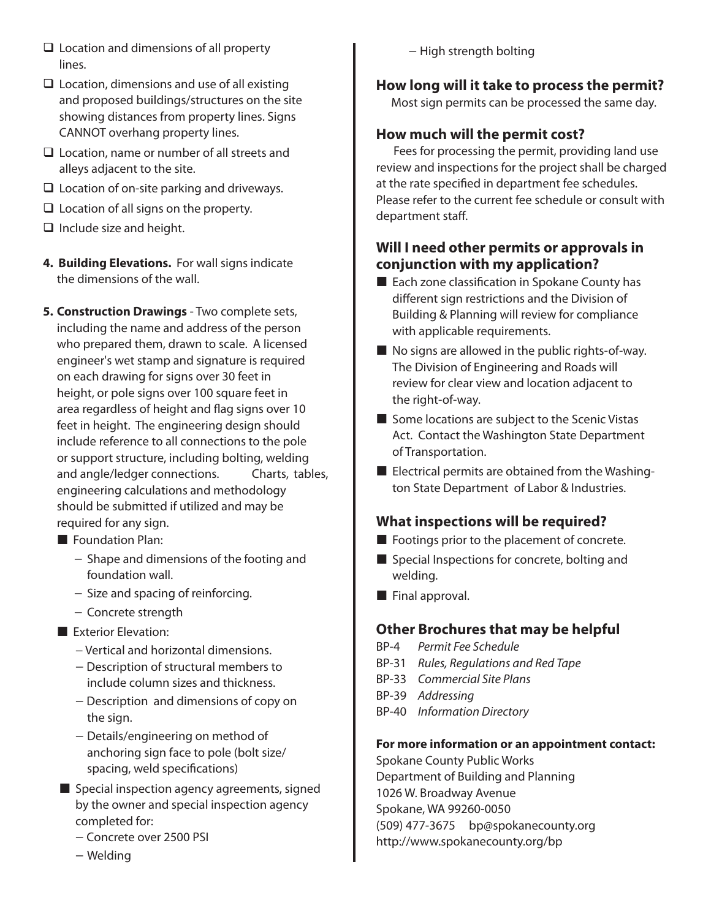- ☐ Location and dimensions of all property lines.
- ☐ Location, dimensions and use of all existing and proposed buildings/structures on the site showing distances from property lines. Signs CANNOT overhang property lines.
- ☐ Location, name or number of all streets and alleys adjacent to the site.
- ☐ Location of on-site parking and driveways.
- ☐ Location of all signs on the property.
- ☐ Include size and height.

4. **Building Elevations.** For wall signs indicate the dimensions of the wall.

5. **Construction Drawings** - Two complete sets, including the name and address of the person who prepared them, drawn to scale. A licensed engineer's wet stamp and signature is required on each drawing for signs over 30 feet in height, or pole signs over 100 square feet in area regardless of height and flag signs over 10 feet in height. The engineering design should include reference to all connections to the pole or support structure, including bolting, welding and angle/ledger connections. Charts, tables, engineering calculations and methodology should be submitted if utilized and may be required for any sign.
   - Foundation Plan:
     - Shape and dimensions of the footing and foundation wall.
     - Size and spacing of reinforcing.
     - Concrete strength
   - Exterior Elevation:
     - Vertical and horizontal dimensions.
     - Description of structural members to include column sizes and thickness.
     - Description and dimensions of copy on the sign.
     - Details/engineering on method of anchoring sign face to pole (bolt size/ spacing, weld specifications)
   - Special inspection agency agreements, signed by the owner and special inspection agency completed for:
     - Concrete over 2500 PSI
     - Welding
     - High strength bolting

## How long will it take to process the permit?

Most sign permits can be processed the same day.

## How much will the permit cost?

Fees for processing the permit, providing land use review and inspections for the project shall be charged at the rate specified in department fee schedules. Please refer to the current fee schedule or consult with department staff.

## Will I need other permits or approvals in conjunction with my application?

- Each zone classification in Spokane County has different sign restrictions and the Division of Building & Planning will review for compliance with applicable requirements.
- No signs are allowed in the public rights-of-way. The Division of Engineering and Roads will review for clear view and location adjacent to the right-of-way.
- Some locations are subject to the Scenic Vistas Act. Contact the Washington State Department of Transportation.
- Electrical permits are obtained from the Washington State Department of Labor & Industries.

## What inspections will be required?

- Footings prior to the placement of concrete.
- Special Inspections for concrete, bolting and welding.
- Final approval.

## Other Brochures that may be helpful

- BP-4 *Permit Fee Schedule*
- BP-31 *Rules, Regulations and Red Tape*
- BP-33 *Commercial Site Plans*
- BP-39 *Addressing*
- BP-40 *Information Directory*

**For more information or an appointment contact:**

Spokane County Public Works
Department of Building and Planning
1026 W. Broadway Avenue
Spokane, WA 99260-0050
(509) 477-3675 bp@spokanecounty.org
http://www.spokanecounty.org/bp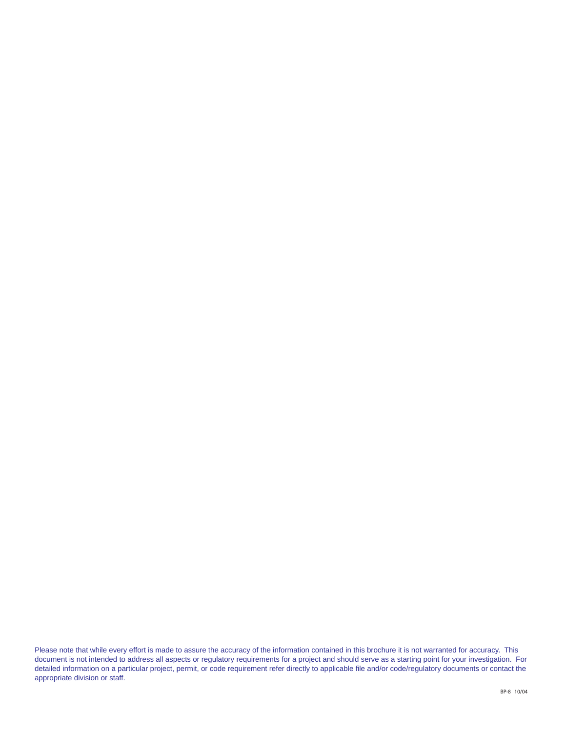Please note that while every effort is made to assure the accuracy of the information contained in this brochure it is not warranted for accuracy. This document is not intended to address all aspects or regulatory requirements for a project and should serve as a starting point for your investigation. For detailed information on a particular project, permit, or code requirement refer directly to applicable file and/or code/regulatory documents or contact the appropriate division or staff.

BP-8 10/04